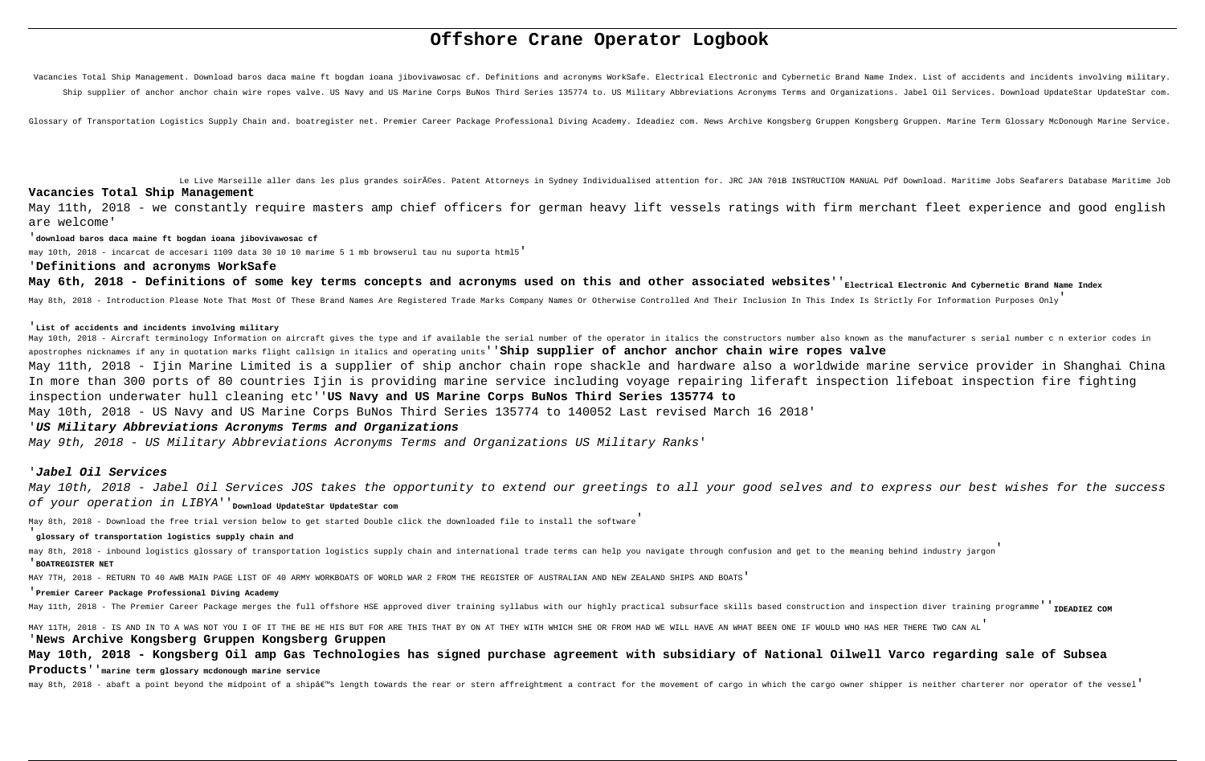# Offshore Crane Operator Logbook

Vacancies Total Ship Management. Download baros daca maine ft bogdan ioana jibovivawosac cf. Definitions and acronyms WorkSafe. Electrical Electronic and Cybernetic Brand Name Index. List of accidents and incidents involving military. Ship supplier of anchor anchor chain wire ropes valve. US Navy and US Marine Corps BuNos Third Series 135774 to. US Military Abbreviations Acronyms Terms and Organizations. Jabel Oil Services. Download UpdateStar UpdateStar com. Glossary of Transportation Logistics Supply Chain and. boatregister net. Premier Career Package Professional Diving Academy. Ideadiez com. News Archive Kongsberg Gruppen Kongsberg Gruppen. Marine Term Glossary McDonough Marine Service. Le Live Marseille aller dans les plus grandes soirÃ©es. Patent Attorneys in Sydney Individualised attention for. JRC JAN 701B INSTRUCTION MANUAL Pdf Download. Maritime Jobs Seafarers Database Maritime Job

**Vacancies Total Ship Management**

May 11th, 2018 - we constantly require masters amp chief officers for german heavy lift vessels ratings with firm merchant fleet experience and good english are welcome'

'**download baros daca maine ft bogdan ioana jibovivawosac cf**

may 10th, 2018 - incarcat de accesari 1109 data 30 10 10 marime 5 1 mb browserul tau nu suporta html5'

'**Definitions and acronyms WorkSafe**

**May 6th, 2018 - Definitions of some key terms concepts and acronyms used on this and other associated websites**''**Electrical Electronic And Cybernetic Brand Name Index**

May 8th, 2018 - Introduction Please Note That Most Of These Brand Names Are Registered Trade Marks Company Names Or Otherwise Controlled And Their Inclusion In This Index Is Strictly For Information Purposes Only'

'**List of accidents and incidents involving military**

May 10th, 2018 - Aircraft terminology Information on aircraft gives the type and if available the serial number of the operator in italics the constructors number also known as the manufacturer s serial number c n exterior codes in apostrophes nicknames if any in quotation marks flight callsign in italics and operating units''**Ship supplier of anchor anchor chain wire ropes valve**

May 11th, 2018 - Ijin Marine Limited is a supplier of ship anchor chain rope shackle and hardware also a worldwide marine service provider in Shanghai China In more than 300 ports of 80 countries Ijin is providing marine service including voyage repairing liferaft inspection lifeboat inspection fire fighting inspection underwater hull cleaning etc''**US Navy and US Marine Corps BuNos Third Series 135774 to**

May 10th, 2018 - US Navy and US Marine Corps BuNos Third Series 135774 to 140052 Last revised March 16 2018'

'***US Military Abbreviations Acronyms Terms and Organizations***

*May 9th, 2018 - US Military Abbreviations Acronyms Terms and Organizations US Military Ranks'*

'***Jabel Oil Services***

*May 10th, 2018 - Jabel Oil Services JOS takes the opportunity to extend our greetings to all your good selves and to express our best wishes for the success of your operation in LIBYA*''**Download UpdateStar UpdateStar com**

May 8th, 2018 - Download the free trial version below to get started Double click the downloaded file to install the software'

'**glossary of transportation logistics supply chain and**

may 8th, 2018 - inbound logistics glossary of transportation logistics supply chain and international trade terms can help you navigate through confusion and get to the meaning behind industry jargon'

'**BOATREGISTER NET**

MAY 7TH, 2018 - RETURN TO 40 AWB MAIN PAGE LIST OF 40 ARMY WORKBOATS OF WORLD WAR 2 FROM THE REGISTER OF AUSTRALIAN AND NEW ZEALAND SHIPS AND BOATS'

'**Premier Career Package Professional Diving Academy**

May 11th, 2018 - The Premier Career Package merges the full offshore HSE approved diver training syllabus with our highly practical subsurface skills based construction and inspection diver training programme''**IDEADIEZ COM**

MAY 11TH, 2018 - IS AND IN TO A WAS NOT YOU I OF IT THE BE HE HIS BUT FOR ARE THIS THAT BY ON AT THEY WITH WHICH SHE OR FROM HAD WE WILL HAVE AN WHAT BEEN ONE IF WOULD WHO HAS HER THERE TWO CAN AL'

'**News Archive Kongsberg Gruppen Kongsberg Gruppen**

**May 10th, 2018 - Kongsberg Oil amp Gas Technologies has signed purchase agreement with subsidiary of National Oilwell Varco regarding sale of Subsea Products**''**marine term glossary mcdonough marine service**

may 8th, 2018 - abaft a point beyond the midpoint of a shipâ€™s length towards the rear or stern affreightment a contract for the movement of cargo in which the cargo owner shipper is neither charterer nor operator of the vessel'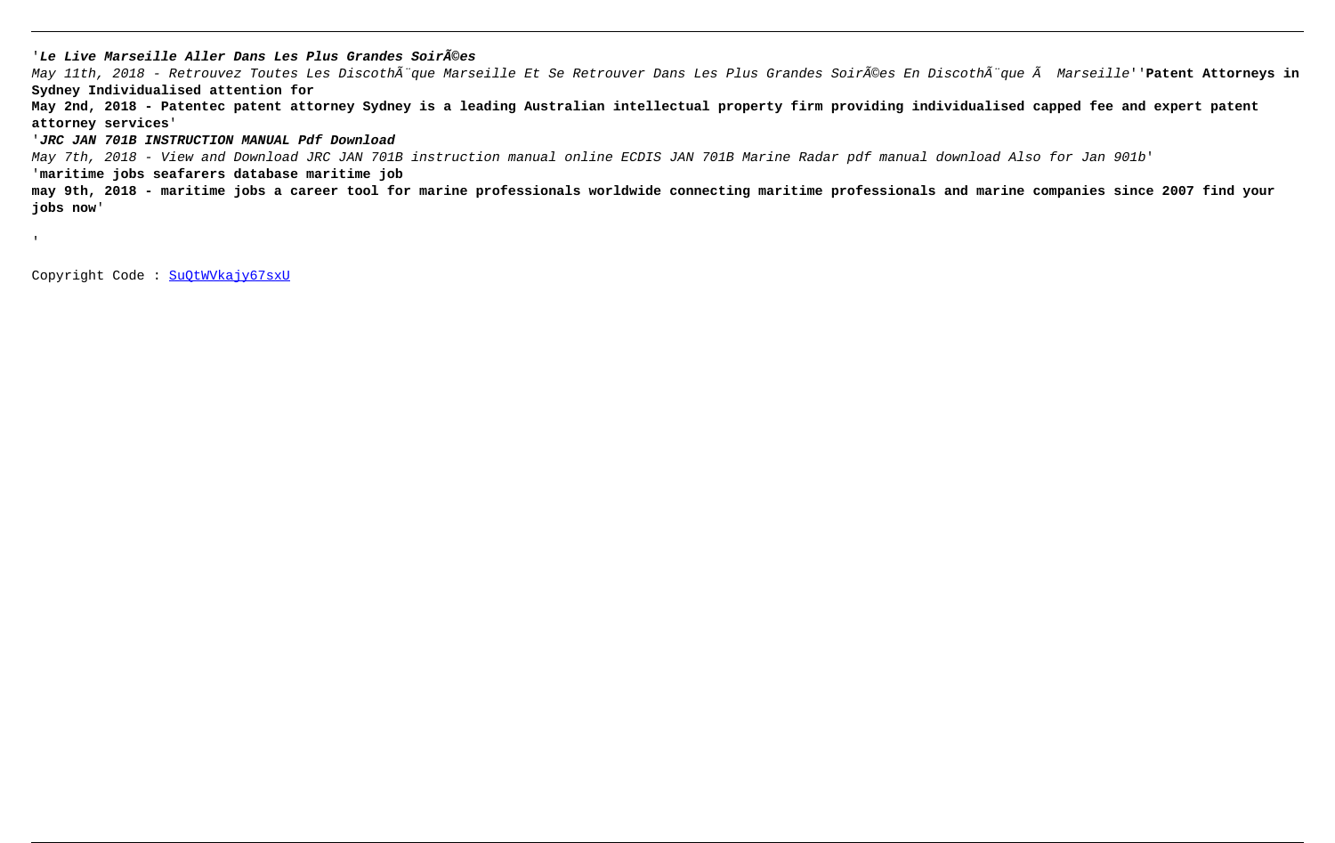'***Le Live Marseille Aller Dans Les Plus Grandes SoirÃ©es***
*May 11th, 2018 - Retrouvez Toutes Les DiscothÃ¨que Marseille Et Se Retrouver Dans Les Plus Grandes SoirÃ©es En DiscothÃ¨que Ã  Marseille*''**Patent Attorneys in Sydney Individualised attention for**
**May 2nd, 2018 - Patentec patent attorney Sydney is a leading Australian intellectual property firm providing individualised capped fee and expert patent attorney services**'
'***JRC JAN 701B INSTRUCTION MANUAL Pdf Download***
*May 7th, 2018 - View and Download JRC JAN 701B instruction manual online ECDIS JAN 701B Marine Radar pdf manual download Also for Jan 901b*'
'**maritime jobs seafarers database maritime job**
**may 9th, 2018 - maritime jobs a career tool for marine professionals worldwide connecting maritime professionals and marine companies since 2007 find your jobs now**'

'

Copyright Code : SuQtWVkajy67sxU